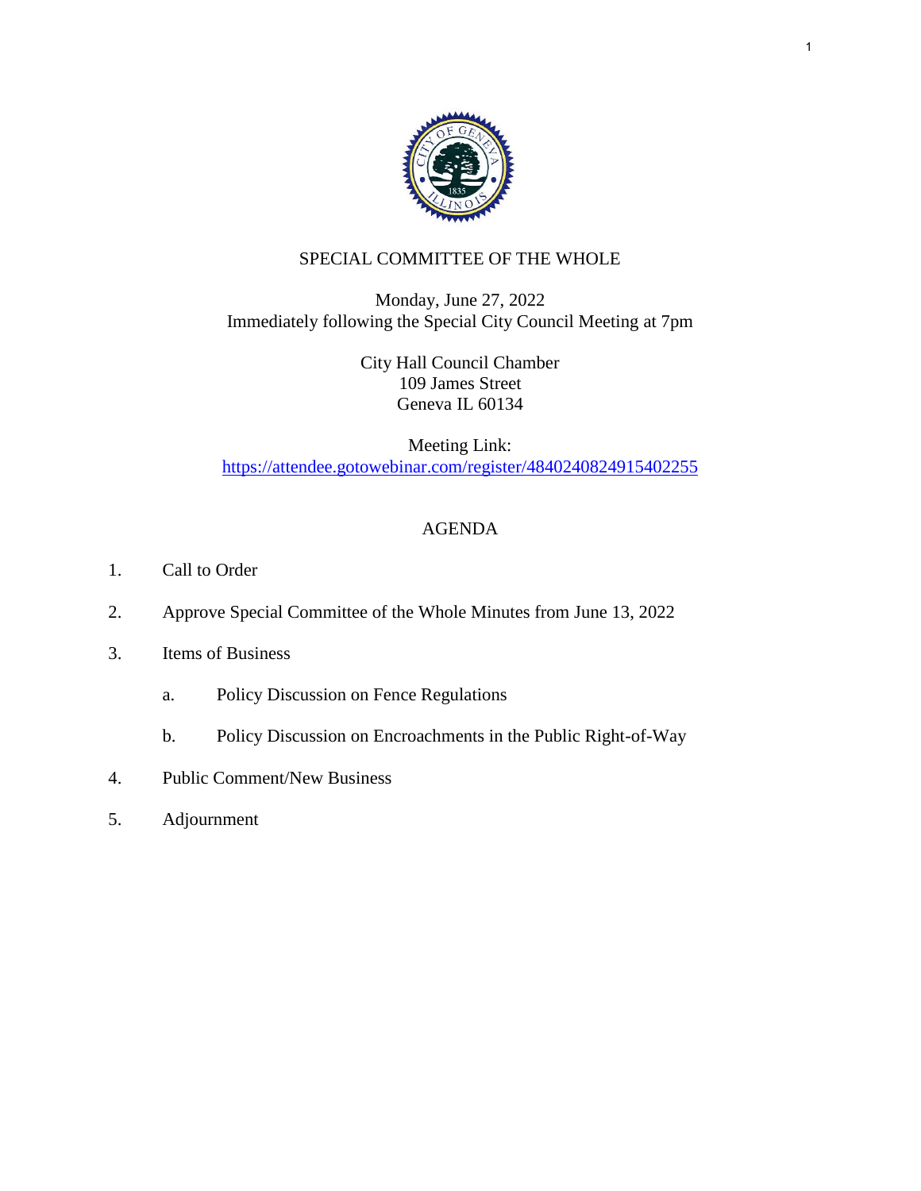# SPECIAL COMMITTEE OF THE WHOLE

Monday, June 27, 2022
Immediately following the Special City Council Meeting at 7pm

City Hall Council Chamber
109 James Street
Geneva IL 60134

Meeting Link:
https://attendee.gotowebinar.com/register/4840240824915402255

## AGENDA

1. Call to Order
2. Approve Special Committee of the Whole Minutes from June 13, 2022
3. Items of Business
   - a. Policy Discussion on Fence Regulations
   - b. Policy Discussion on Encroachments in the Public Right-of-Way
4. Public Comment/New Business
5. Adjournment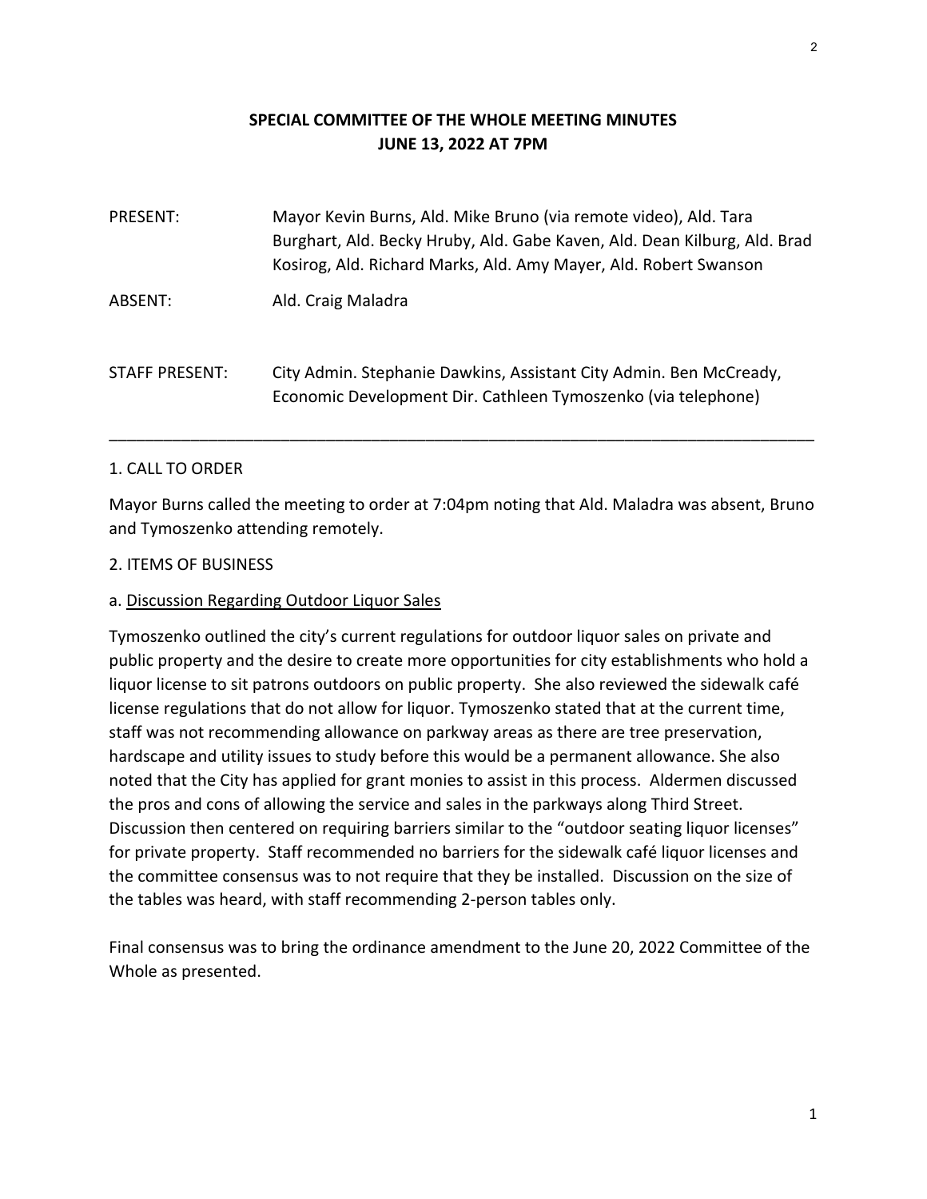# SPECIAL COMMITTEE OF THE WHOLE MEETING MINUTES
# JUNE 13, 2022 AT 7PM

| | |
|---|---|
| PRESENT: | Mayor Kevin Burns, Ald. Mike Bruno (via remote video), Ald. Tara Burghart, Ald. Becky Hruby, Ald. Gabe Kaven, Ald. Dean Kilburg, Ald. Brad Kosirog, Ald. Richard Marks, Ald. Amy Mayer, Ald. Robert Swanson |
| ABSENT: | Ald. Craig Maladra |
| STAFF PRESENT: | City Admin. Stephanie Dawkins, Assistant City Admin. Ben McCready, Economic Development Dir. Cathleen Tymoszenko (via telephone) |

---

1. CALL TO ORDER

Mayor Burns called the meeting to order at 7:04pm noting that Ald. Maladra was absent, Bruno and Tymoszenko attending remotely.

2. ITEMS OF BUSINESS

a. <u>Discussion Regarding Outdoor Liquor Sales</u>

Tymoszenko outlined the city's current regulations for outdoor liquor sales on private and public property and the desire to create more opportunities for city establishments who hold a liquor license to sit patrons outdoors on public property. She also reviewed the sidewalk café license regulations that do not allow for liquor. Tymoszenko stated that at the current time, staff was not recommending allowance on parkway areas as there are tree preservation, hardscape and utility issues to study before this would be a permanent allowance. She also noted that the City has applied for grant monies to assist in this process. Aldermen discussed the pros and cons of allowing the service and sales in the parkways along Third Street. Discussion then centered on requiring barriers similar to the "outdoor seating liquor licenses" for private property. Staff recommended no barriers for the sidewalk café liquor licenses and the committee consensus was to not require that they be installed. Discussion on the size of the tables was heard, with staff recommending 2-person tables only.

Final consensus was to bring the ordinance amendment to the June 20, 2022 Committee of the Whole as presented.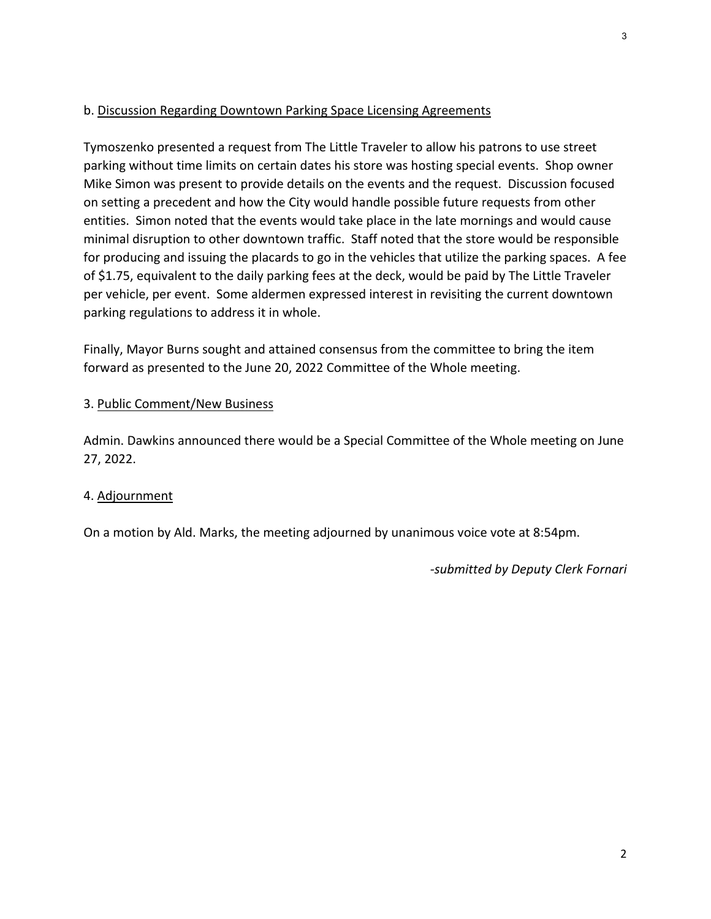b. <u>Discussion Regarding Downtown Parking Space Licensing Agreements</u>

Tymoszenko presented a request from The Little Traveler to allow his patrons to use street parking without time limits on certain dates his store was hosting special events. Shop owner Mike Simon was present to provide details on the events and the request. Discussion focused on setting a precedent and how the City would handle possible future requests from other entities. Simon noted that the events would take place in the late mornings and would cause minimal disruption to other downtown traffic. Staff noted that the store would be responsible for producing and issuing the placards to go in the vehicles that utilize the parking spaces. A fee of $1.75, equivalent to the daily parking fees at the deck, would be paid by The Little Traveler per vehicle, per event. Some aldermen expressed interest in revisiting the current downtown parking regulations to address it in whole.

Finally, Mayor Burns sought and attained consensus from the committee to bring the item forward as presented to the June 20, 2022 Committee of the Whole meeting.

3. <u>Public Comment/New Business</u>

Admin. Dawkins announced there would be a Special Committee of the Whole meeting on June 27, 2022.

4. <u>Adjournment</u>

On a motion by Ald. Marks, the meeting adjourned by unanimous voice vote at 8:54pm.

*-submitted by Deputy Clerk Fornari*